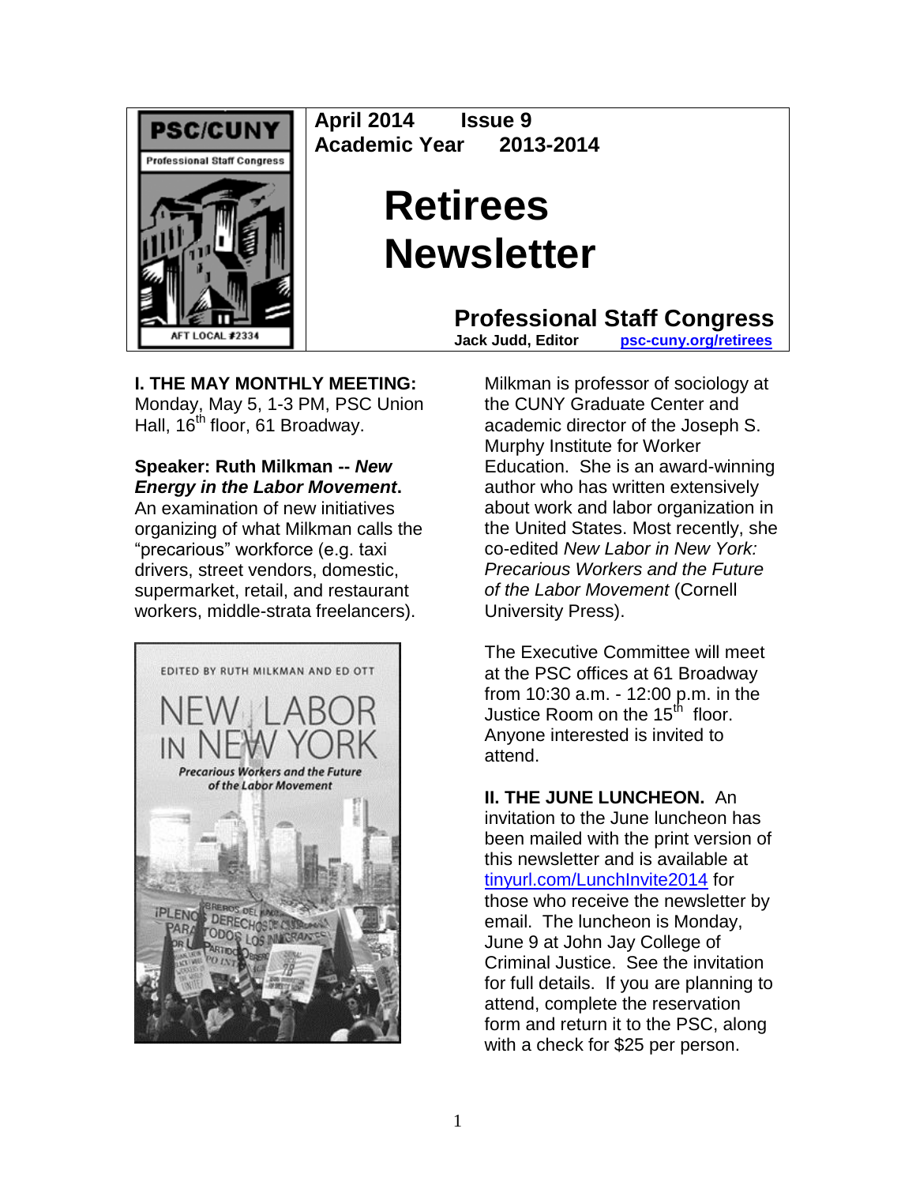**April 2014 Issue 9**
**Academic Year 2013-2014**

# Retirees Newsletter

**Professional Staff Congress**
**Jack Judd, Editor** [psc-cuny.org/retirees](psc-cuny.org/retirees)

**I. THE MAY MONTHLY MEETING:** Monday, May 5, 1-3 PM, PSC Union Hall, 16th floor, 61 Broadway.

**Speaker: Ruth Milkman -- *New Energy in the Labor Movement*.** An examination of new initiatives organizing of what Milkman calls the "precarious" workforce (e.g. taxi drivers, street vendors, domestic, supermarket, retail, and restaurant workers, middle-strata freelancers).

Milkman is professor of sociology at the CUNY Graduate Center and academic director of the Joseph S. Murphy Institute for Worker Education. She is an award-winning author who has written extensively about work and labor organization in the United States. Most recently, she co-edited *New Labor in New York: Precarious Workers and the Future of the Labor Movement* (Cornell University Press).

The Executive Committee will meet at the PSC offices at 61 Broadway from 10:30 a.m. - 12:00 p.m. in the Justice Room on the 15th floor. Anyone interested is invited to attend.

**II. THE JUNE LUNCHEON.** An invitation to the June luncheon has been mailed with the print version of this newsletter and is available at [tinyurl.com/LunchInvite2014](tinyurl.com/LunchInvite2014) for those who receive the newsletter by email. The luncheon is Monday, June 9 at John Jay College of Criminal Justice. See the invitation for full details. If you are planning to attend, complete the reservation form and return it to the PSC, along with a check for $25 per person.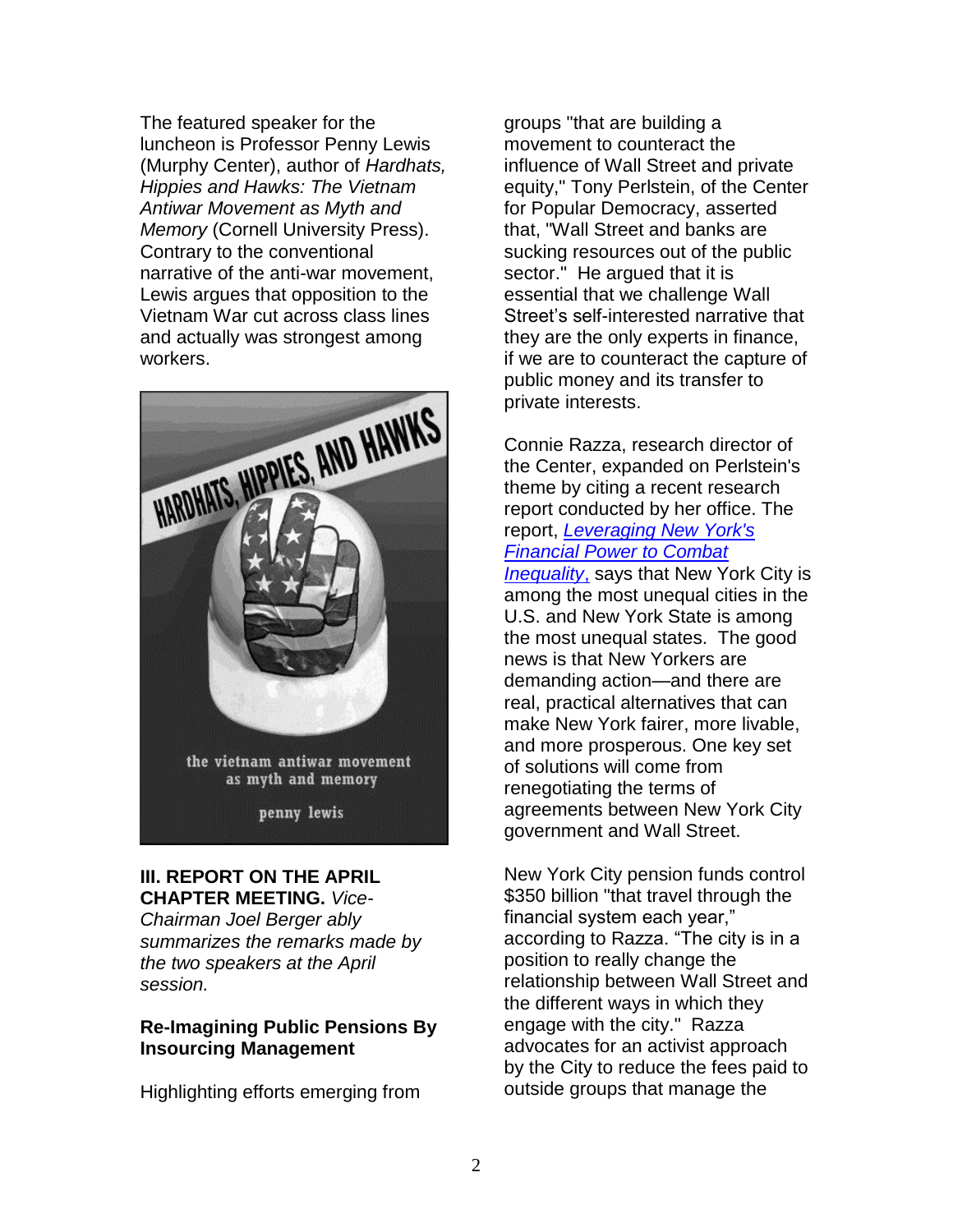The featured speaker for the luncheon is Professor Penny Lewis (Murphy Center), author of *Hardhats, Hippies and Hawks: The Vietnam Antiwar Movement as Myth and Memory* (Cornell University Press). Contrary to the conventional narrative of the anti-war movement, Lewis argues that opposition to the Vietnam War cut across class lines and actually was strongest among workers.

### III. REPORT ON THE APRIL CHAPTER MEETING.

*Vice-Chairman Joel Berger ably summarizes the remarks made by the two speakers at the April session.*

#### Re-Imagining Public Pensions By Insourcing Management

Highlighting efforts emerging from groups "that are building a movement to counteract the influence of Wall Street and private equity," Tony Perlstein, of the Center for Popular Democracy, asserted that, "Wall Street and banks are sucking resources out of the public sector." He argued that it is essential that we challenge Wall Street's self-interested narrative that they are the only experts in finance, if we are to counteract the capture of public money and its transfer to private interests.

Connie Razza, research director of the Center, expanded on Perlstein's theme by citing a recent research report conducted by her office. The report, *Leveraging New York's Financial Power to Combat Inequality*, says that New York City is among the most unequal cities in the U.S. and New York State is among the most unequal states. The good news is that New Yorkers are demanding action—and there are real, practical alternatives that can make New York fairer, more livable, and more prosperous. One key set of solutions will come from renegotiating the terms of agreements between New York City government and Wall Street.

New York City pension funds control $350 billion "that travel through the financial system each year," according to Razza. "The city is in a position to really change the relationship between Wall Street and the different ways in which they engage with the city." Razza advocates for an activist approach by the City to reduce the fees paid to outside groups that manage the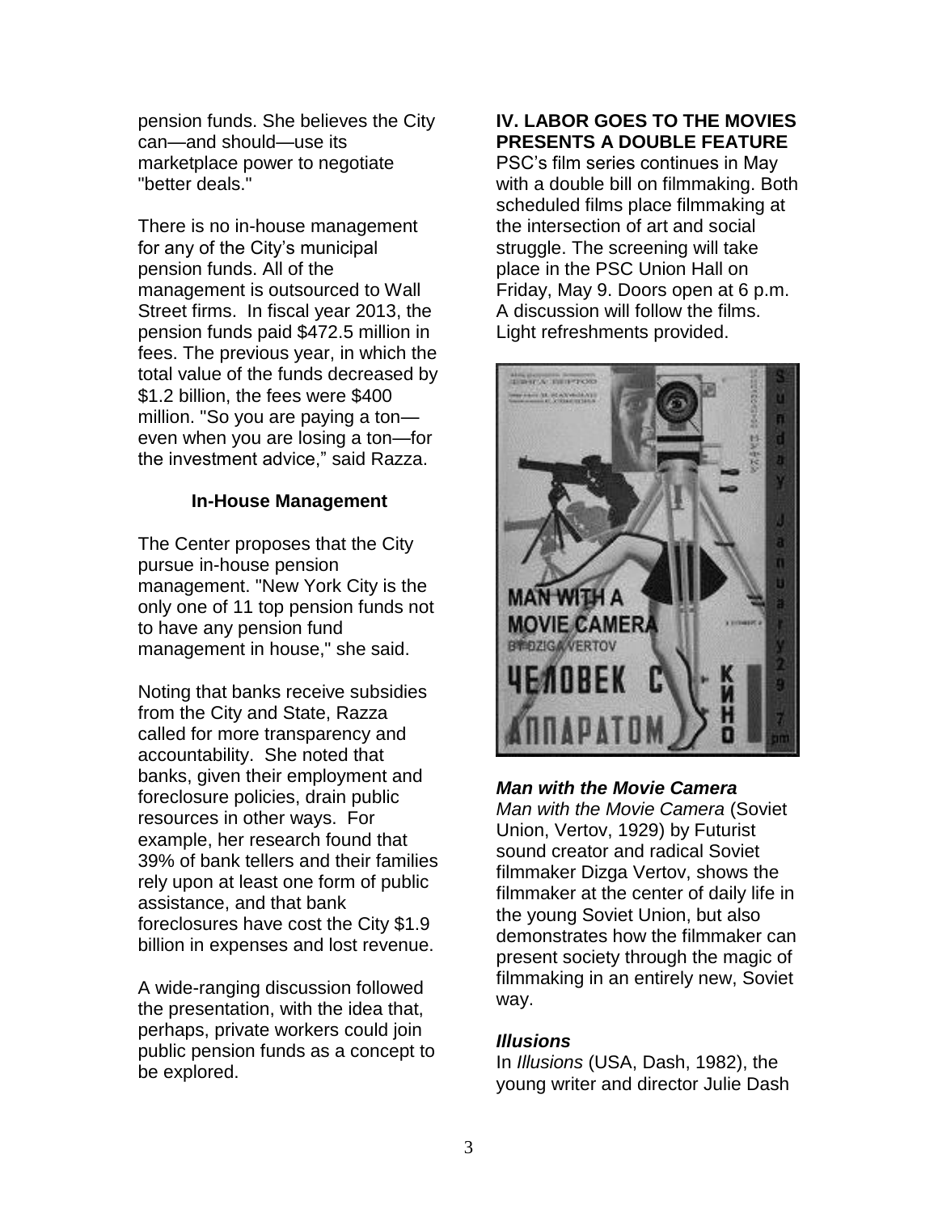pension funds. She believes the City can—and should—use its marketplace power to negotiate "better deals."

There is no in-house management for any of the City's municipal pension funds. All of the management is outsourced to Wall Street firms. In fiscal year 2013, the pension funds paid $472.5 million in fees. The previous year, in which the total value of the funds decreased by $1.2 billion, the fees were $400 million. "So you are paying a ton—even when you are losing a ton—for the investment advice," said Razza.

### In-House Management

The Center proposes that the City pursue in-house pension management. "New York City is the only one of 11 top pension funds not to have any pension fund management in house," she said.

Noting that banks receive subsidies from the City and State, Razza called for more transparency and accountability. She noted that banks, given their employment and foreclosure policies, drain public resources in other ways. For example, her research found that 39% of bank tellers and their families rely upon at least one form of public assistance, and that bank foreclosures have cost the City $1.9 billion in expenses and lost revenue.

A wide-ranging discussion followed the presentation, with the idea that, perhaps, private workers could join public pension funds as a concept to be explored.

## IV. LABOR GOES TO THE MOVIES PRESENTS A DOUBLE FEATURE

PSC's film series continues in May with a double bill on filmmaking. Both scheduled films place filmmaking at the intersection of art and social struggle. The screening will take place in the PSC Union Hall on Friday, May 9. Doors open at 6 p.m. A discussion will follow the films. Light refreshments provided.

### *Man with the Movie Camera*

*Man with the Movie Camera* (Soviet Union, Vertov, 1929) by Futurist sound creator and radical Soviet filmmaker Dizga Vertov, shows the filmmaker at the center of daily life in the young Soviet Union, but also demonstrates how the filmmaker can present society through the magic of filmmaking in an entirely new, Soviet way.

### *Illusions*

In *Illusions* (USA, Dash, 1982), the young writer and director Julie Dash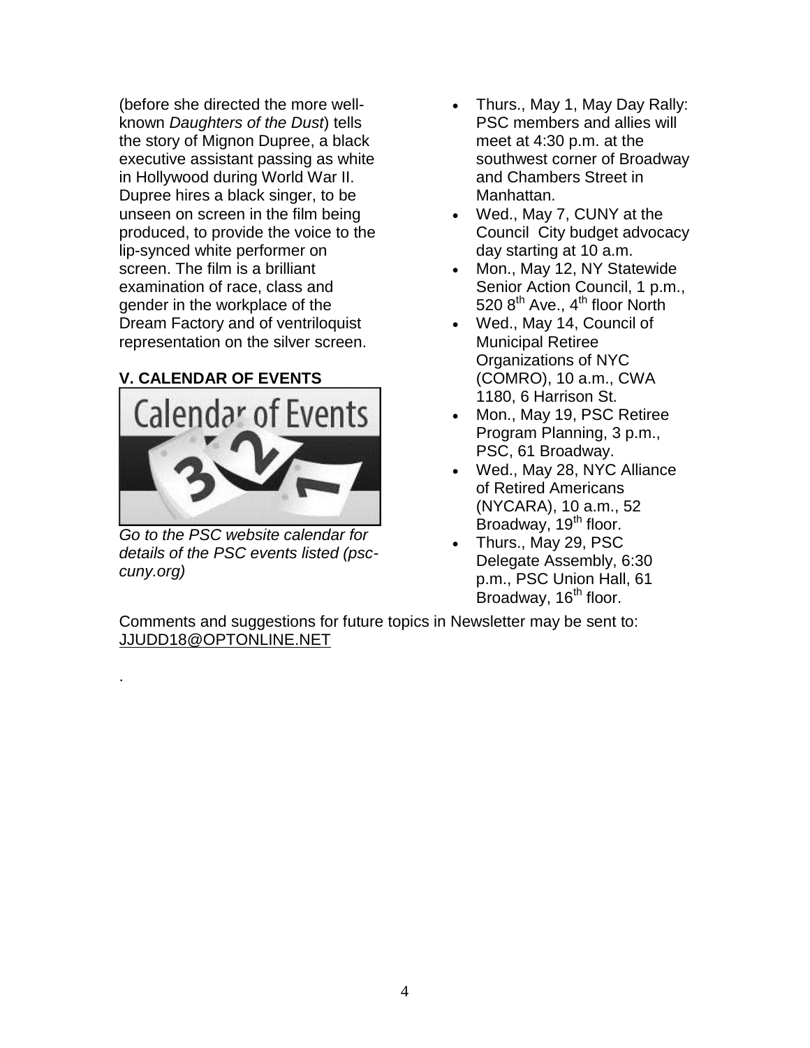(before she directed the more well-known *Daughters of the Dust*) tells the story of Mignon Dupree, a black executive assistant passing as white in Hollywood during World War II. Dupree hires a black singer, to be unseen on screen in the film being produced, to provide the voice to the lip-synced white performer on screen. The film is a brilliant examination of race, class and gender in the workplace of the Dream Factory and of ventriloquist representation on the silver screen.

**V. CALENDAR OF EVENTS**

*Go to the PSC website calendar for details of the PSC events listed (psc-cuny.org)*

- Thurs., May 1, May Day Rally: PSC members and allies will meet at 4:30 p.m. at the southwest corner of Broadway and Chambers Street in Manhattan.
- Wed., May 7, CUNY at the Council City budget advocacy day starting at 10 a.m.
- Mon., May 12, NY Statewide Senior Action Council, 1 p.m., 520 8th Ave., 4th floor North
- Wed., May 14, Council of Municipal Retiree Organizations of NYC (COMRO), 10 a.m., CWA 1180, 6 Harrison St.
- Mon., May 19, PSC Retiree Program Planning, 3 p.m., PSC, 61 Broadway.
- Wed., May 28, NYC Alliance of Retired Americans (NYCARA), 10 a.m., 52 Broadway, 19th floor.
- Thurs., May 29, PSC Delegate Assembly, 6:30 p.m., PSC Union Hall, 61 Broadway, 16th floor.

Comments and suggestions for future topics in Newsletter may be sent to: JJUDD18@OPTONLINE.NET

.